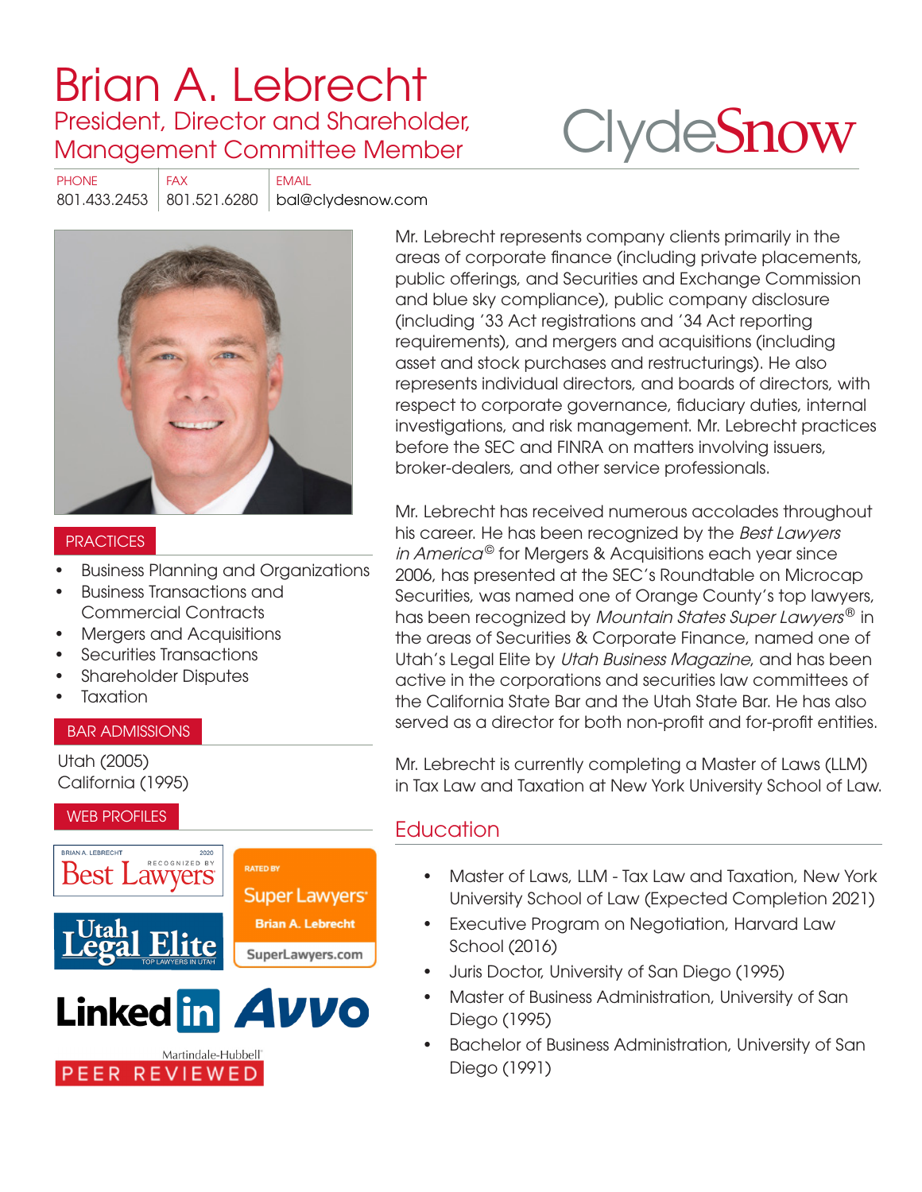# Brian A. Lebrecht

## President, Director and Shareholder, Management Committee Member

ClydeSnow

| PHONE | FAX | EMAIL |
|---|---|---|
| 801.433.2453 | 801.521.6280 | bal@clydesnow.com |

Mr. Lebrecht represents company clients primarily in the areas of corporate finance (including private placements, public offerings, and Securities and Exchange Commission and blue sky compliance), public company disclosure (including '33 Act registrations and '34 Act reporting requirements), and mergers and acquisitions (including asset and stock purchases and restructurings). He also represents individual directors, and boards of directors, with respect to corporate governance, fiduciary duties, internal investigations, and risk management. Mr. Lebrecht practices before the SEC and FINRA on matters involving issuers, broker-dealers, and other service professionals.

Mr. Lebrecht has received numerous accolades throughout his career. He has been recognized by the *Best Lawyers in America*© for Mergers & Acquisitions each year since 2006, has presented at the SEC's Roundtable on Microcap Securities, was named one of Orange County's top lawyers, has been recognized by *Mountain States Super Lawyers*® in the areas of Securities & Corporate Finance, named one of Utah's Legal Elite by *Utah Business Magazine*, and has been active in the corporations and securities law committees of the California State Bar and the Utah State Bar. He has also served as a director for both non-profit and for-profit entities.

Mr. Lebrecht is currently completing a Master of Laws (LLM) in Tax Law and Taxation at New York University School of Law.

### PRACTICES

- Business Planning and Organizations
- Business Transactions and Commercial Contracts
- Mergers and Acquisitions
- Securities Transactions
- Shareholder Disputes
- Taxation

### BAR ADMISSIONS

Utah (2005)
California (1995)

### WEB PROFILES

Best Lawyers (Brian A. Lebrecht, 2020) · Super Lawyers (Rated by Super Lawyers, Brian A. Lebrecht, SuperLawyers.com) · Utah Legal Elite (Top Lawyers in Utah) · LinkedIn · Avvo · Martindale-Hubbell Peer Reviewed

## Education

- Master of Laws, LLM - Tax Law and Taxation, New York University School of Law (Expected Completion 2021)
- Executive Program on Negotiation, Harvard Law School (2016)
- Juris Doctor, University of San Diego (1995)
- Master of Business Administration, University of San Diego (1995)
- Bachelor of Business Administration, University of San Diego (1991)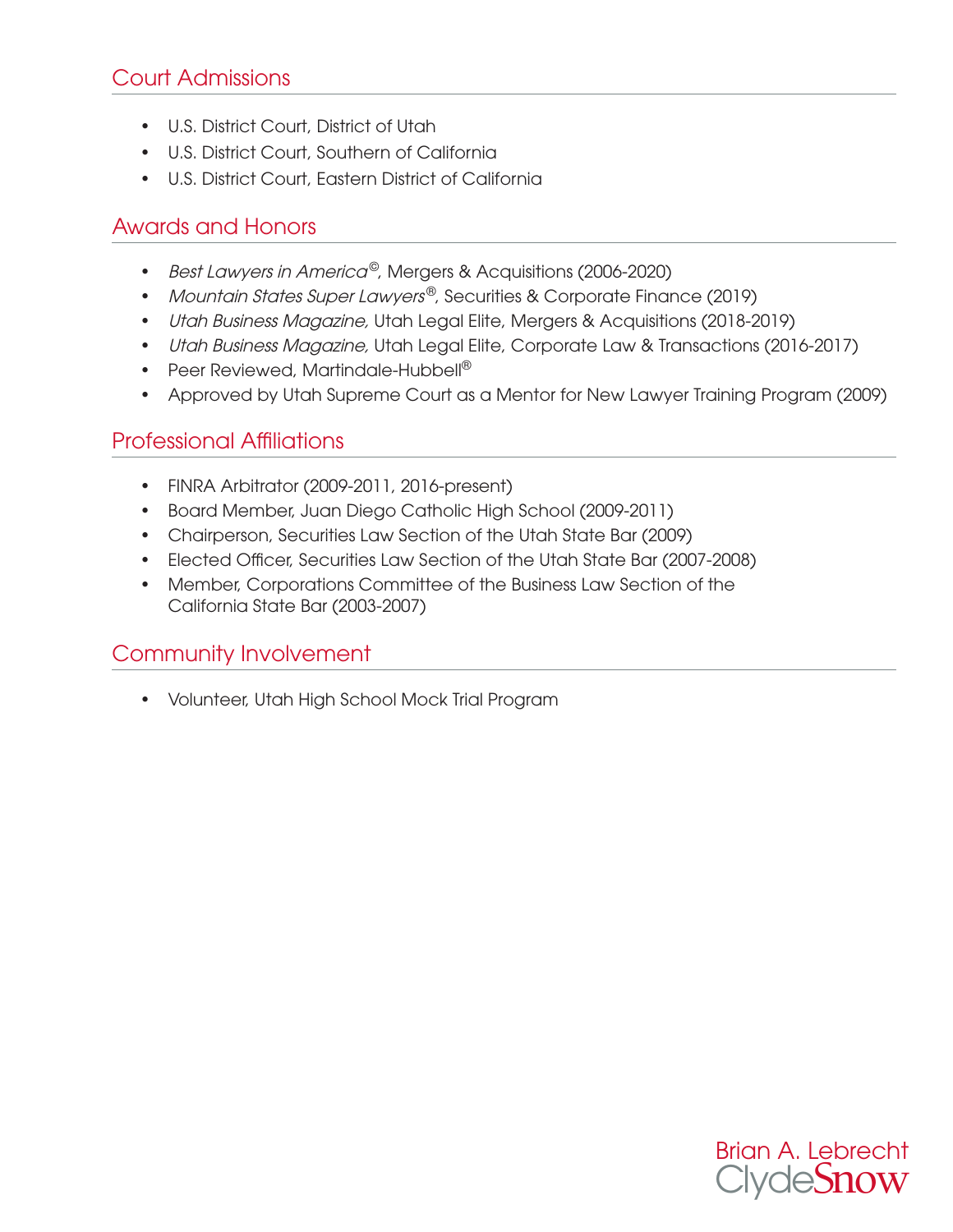## Court Admissions

- U.S. District Court, District of Utah
- U.S. District Court, Southern of California
- U.S. District Court, Eastern District of California

## Awards and Honors

- *Best Lawyers in America*©, Mergers & Acquisitions (2006-2020)
- *Mountain States Super Lawyers*®, Securities & Corporate Finance (2019)
- *Utah Business Magazine,* Utah Legal Elite, Mergers & Acquisitions (2018-2019)
- *Utah Business Magazine,* Utah Legal Elite, Corporate Law & Transactions (2016-2017)
- Peer Reviewed, Martindale-Hubbell®
- Approved by Utah Supreme Court as a Mentor for New Lawyer Training Program (2009)

## Professional Affiliations

- FINRA Arbitrator (2009-2011, 2016-present)
- Board Member, Juan Diego Catholic High School (2009-2011)
- Chairperson, Securities Law Section of the Utah State Bar (2009)
- Elected Officer, Securities Law Section of the Utah State Bar (2007-2008)
- Member, Corporations Committee of the Business Law Section of the California State Bar (2003-2007)

## Community Involvement

- Volunteer, Utah High School Mock Trial Program